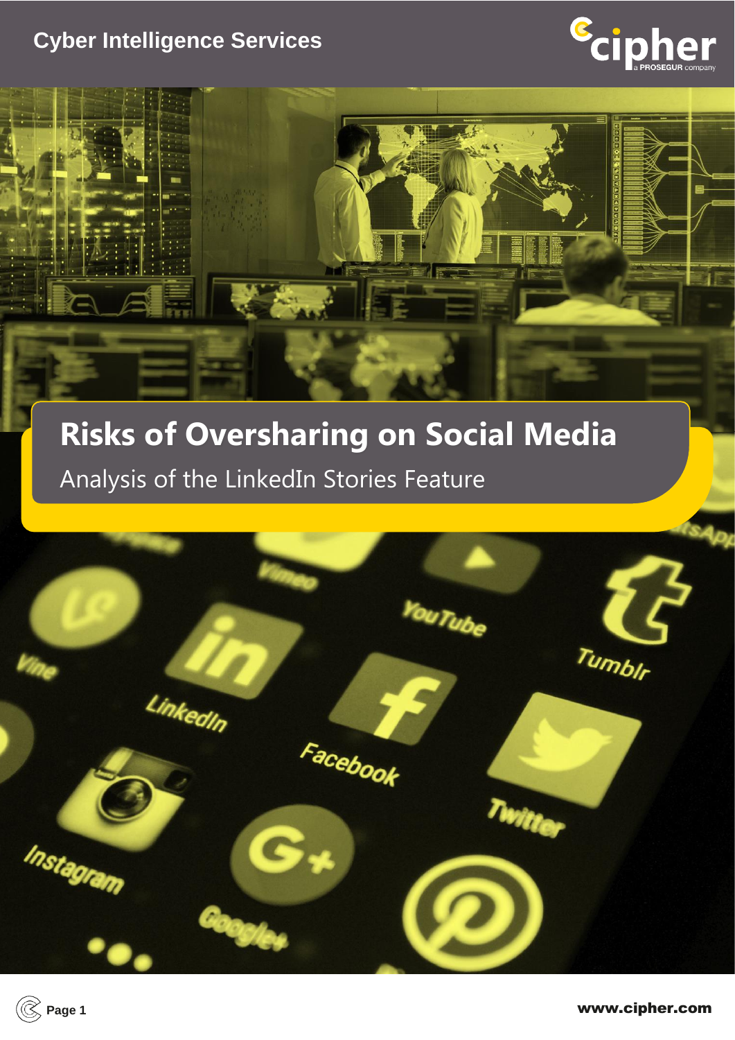Cyber Intelligence Services

# Risks of Oversharing on Social Media

## Analysis of the LinkedIn Stories Feature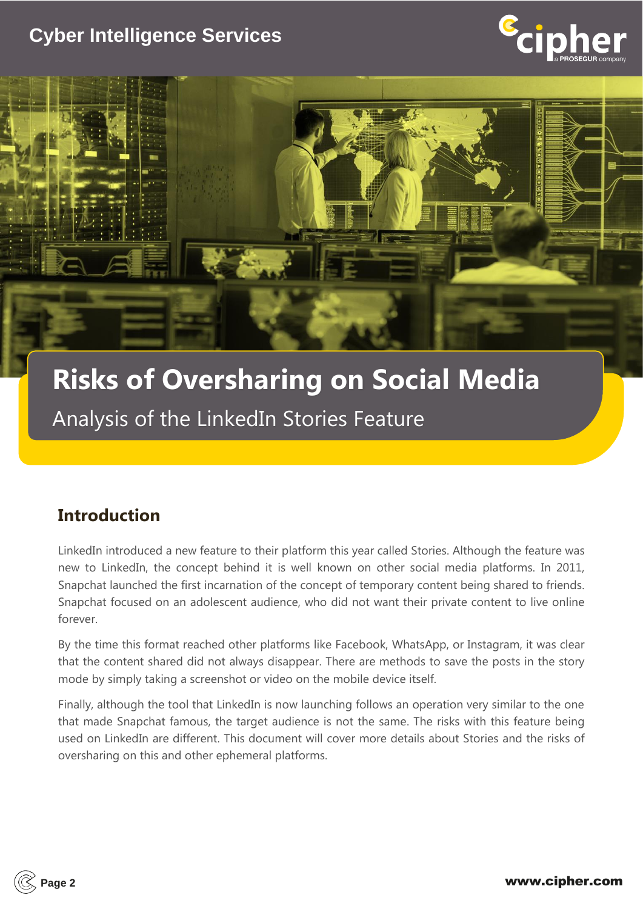# Risks of Oversharing on Social Media

Analysis of the LinkedIn Stories Feature

## Introduction

LinkedIn introduced a new feature to their platform this year called Stories. Although the feature was new to LinkedIn, the concept behind it is well known on other social media platforms. In 2011, Snapchat launched the first incarnation of the concept of temporary content being shared to friends. Snapchat focused on an adolescent audience, who did not want their private content to live online forever.

By the time this format reached other platforms like Facebook, WhatsApp, or Instagram, it was clear that the content shared did not always disappear. There are methods to save the posts in the story mode by simply taking a screenshot or video on the mobile device itself.

Finally, although the tool that LinkedIn is now launching follows an operation very similar to the one that made Snapchat famous, the target audience is not the same. The risks with this feature being used on LinkedIn are different. This document will cover more details about Stories and the risks of oversharing on this and other ephemeral platforms.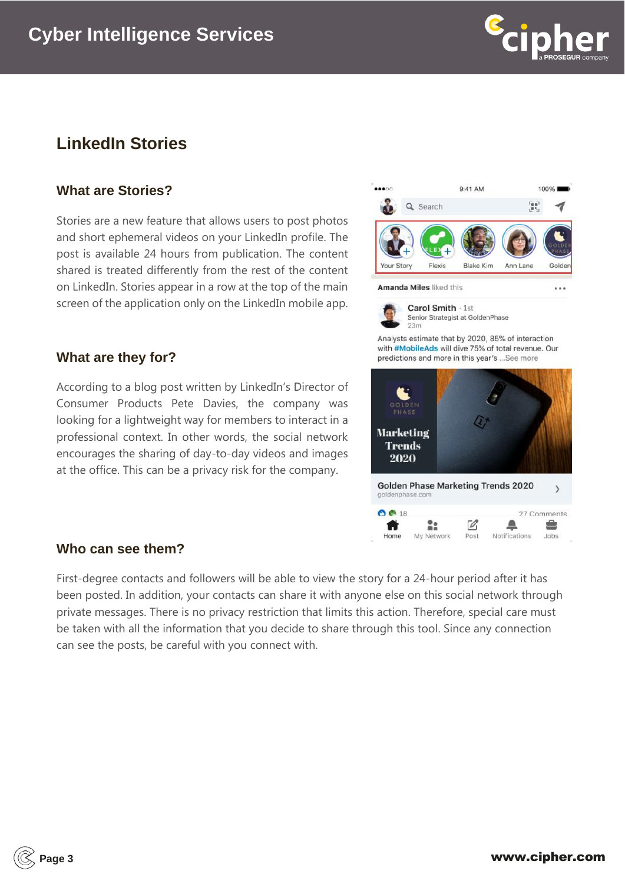# LinkedIn Stories

## What are Stories?

Stories are a new feature that allows users to post photos and short ephemeral videos on your LinkedIn profile. The post is available 24 hours from publication. The content shared is treated differently from the rest of the content on LinkedIn. Stories appear in a row at the top of the main screen of the application only on the LinkedIn mobile app.

## What are they for?

According to a blog post written by LinkedIn's Director of Consumer Products Pete Davies, the company was looking for a lightweight way for members to interact in a professional context. In other words, the social network encourages the sharing of day-to-day videos and images at the office. This can be a privacy risk for the company.

## Who can see them?

First-degree contacts and followers will be able to view the story for a 24-hour period after it has been posted. In addition, your contacts can share it with anyone else on this social network through private messages. There is no privacy restriction that limits this action. Therefore, special care must be taken with all the information that you decide to share through this tool. Since any connection can see the posts, be careful with you connect with.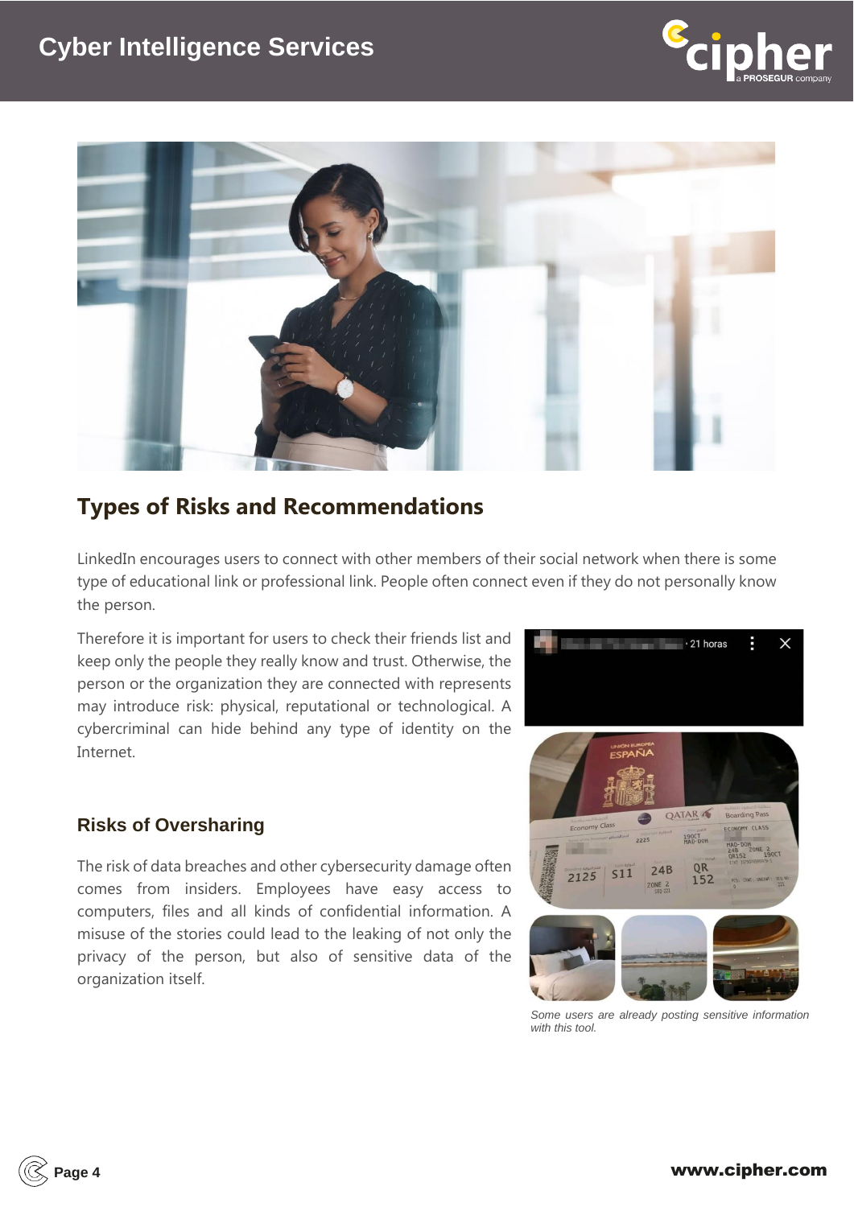## Types of Risks and Recommendations

LinkedIn encourages users to connect with other members of their social network when there is some type of educational link or professional link. People often connect even if they do not personally know the person.

Therefore it is important for users to check their friends list and keep only the people they really know and trust. Otherwise, the person or the organization they are connected with represents may introduce risk: physical, reputational or technological. A cybercriminal can hide behind any type of identity on the Internet.

### Risks of Oversharing

The risk of data breaches and other cybersecurity damage often comes from insiders. Employees have easy access to computers, files and all kinds of confidential information. A misuse of the stories could lead to the leaking of not only the privacy of the person, but also of sensitive data of the organization itself.

*Some users are already posting sensitive information with this tool.*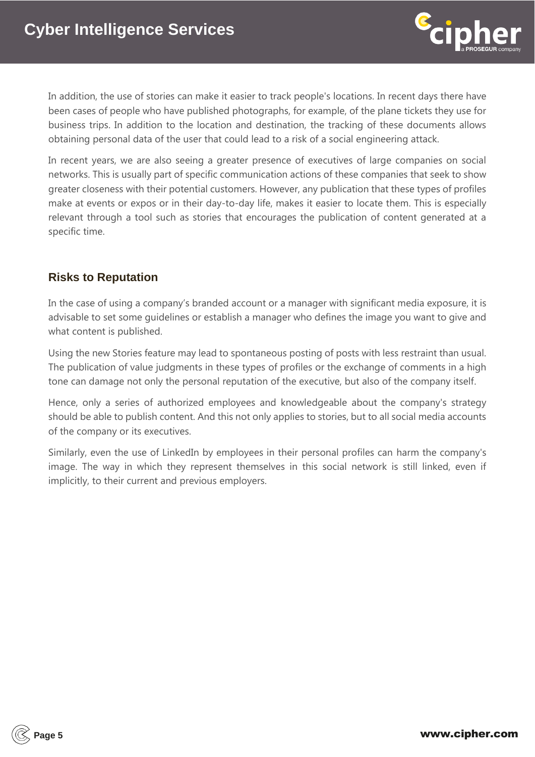In addition, the use of stories can make it easier to track people's locations. In recent days there have been cases of people who have published photographs, for example, of the plane tickets they use for business trips. In addition to the location and destination, the tracking of these documents allows obtaining personal data of the user that could lead to a risk of a social engineering attack.

In recent years, we are also seeing a greater presence of executives of large companies on social networks. This is usually part of specific communication actions of these companies that seek to show greater closeness with their potential customers. However, any publication that these types of profiles make at events or expos or in their day-to-day life, makes it easier to locate them. This is especially relevant through a tool such as stories that encourages the publication of content generated at a specific time.

## Risks to Reputation

In the case of using a company's branded account or a manager with significant media exposure, it is advisable to set some guidelines or establish a manager who defines the image you want to give and what content is published.

Using the new Stories feature may lead to spontaneous posting of posts with less restraint than usual. The publication of value judgments in these types of profiles or the exchange of comments in a high tone can damage not only the personal reputation of the executive, but also of the company itself.

Hence, only a series of authorized employees and knowledgeable about the company's strategy should be able to publish content. And this not only applies to stories, but to all social media accounts of the company or its executives.

Similarly, even the use of LinkedIn by employees in their personal profiles can harm the company's image. The way in which they represent themselves in this social network is still linked, even if implicitly, to their current and previous employers.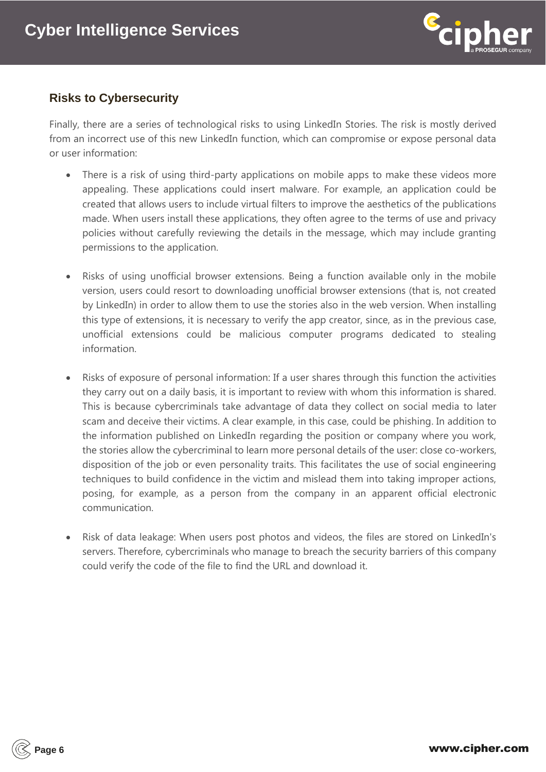## Risks to Cybersecurity

Finally, there are a series of technological risks to using LinkedIn Stories. The risk is mostly derived from an incorrect use of this new LinkedIn function, which can compromise or expose personal data or user information:

- There is a risk of using third-party applications on mobile apps to make these videos more appealing. These applications could insert malware. For example, an application could be created that allows users to include virtual filters to improve the aesthetics of the publications made. When users install these applications, they often agree to the terms of use and privacy policies without carefully reviewing the details in the message, which may include granting permissions to the application.

- Risks of using unofficial browser extensions. Being a function available only in the mobile version, users could resort to downloading unofficial browser extensions (that is, not created by LinkedIn) in order to allow them to use the stories also in the web version. When installing this type of extensions, it is necessary to verify the app creator, since, as in the previous case, unofficial extensions could be malicious computer programs dedicated to stealing information.

- Risks of exposure of personal information: If a user shares through this function the activities they carry out on a daily basis, it is important to review with whom this information is shared. This is because cybercriminals take advantage of data they collect on social media to later scam and deceive their victims. A clear example, in this case, could be phishing. In addition to the information published on LinkedIn regarding the position or company where you work, the stories allow the cybercriminal to learn more personal details of the user: close co-workers, disposition of the job or even personality traits. This facilitates the use of social engineering techniques to build confidence in the victim and mislead them into taking improper actions, posing, for example, as a person from the company in an apparent official electronic communication.

- Risk of data leakage: When users post photos and videos, the files are stored on LinkedIn's servers. Therefore, cybercriminals who manage to breach the security barriers of this company could verify the code of the file to find the URL and download it.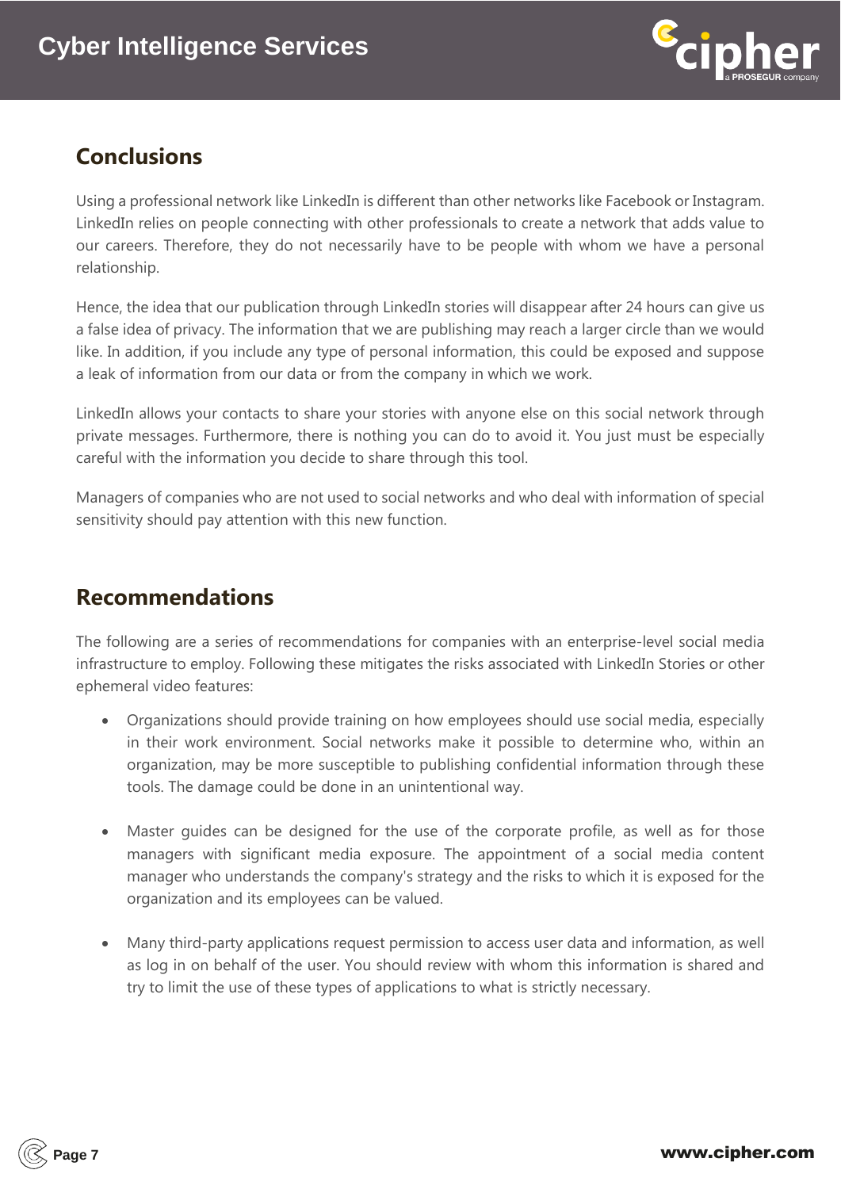## Conclusions

Using a professional network like LinkedIn is different than other networks like Facebook or Instagram. LinkedIn relies on people connecting with other professionals to create a network that adds value to our careers. Therefore, they do not necessarily have to be people with whom we have a personal relationship.

Hence, the idea that our publication through LinkedIn stories will disappear after 24 hours can give us a false idea of privacy. The information that we are publishing may reach a larger circle than we would like. In addition, if you include any type of personal information, this could be exposed and suppose a leak of information from our data or from the company in which we work.

LinkedIn allows your contacts to share your stories with anyone else on this social network through private messages. Furthermore, there is nothing you can do to avoid it. You just must be especially careful with the information you decide to share through this tool.

Managers of companies who are not used to social networks and who deal with information of special sensitivity should pay attention with this new function.

## Recommendations

The following are a series of recommendations for companies with an enterprise-level social media infrastructure to employ. Following these mitigates the risks associated with LinkedIn Stories or other ephemeral video features:

- Organizations should provide training on how employees should use social media, especially in their work environment. Social networks make it possible to determine who, within an organization, may be more susceptible to publishing confidential information through these tools. The damage could be done in an unintentional way.

- Master guides can be designed for the use of the corporate profile, as well as for those managers with significant media exposure. The appointment of a social media content manager who understands the company's strategy and the risks to which it is exposed for the organization and its employees can be valued.

- Many third-party applications request permission to access user data and information, as well as log in on behalf of the user. You should review with whom this information is shared and try to limit the use of these types of applications to what is strictly necessary.